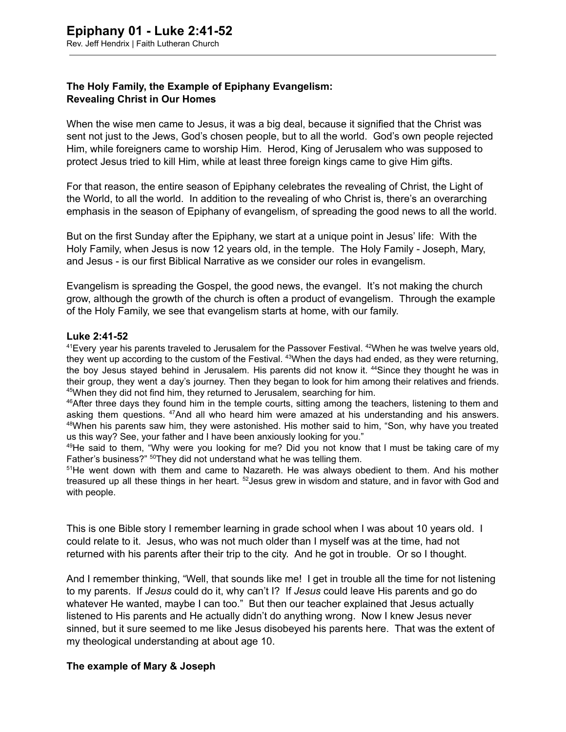# Epiphany 01 - Luke 2:41-52

Rev. Jeff Hendrix | Faith Lutheran Church

**The Holy Family, the Example of Epiphany Evangelism:**
**Revealing Christ in Our Homes**

When the wise men came to Jesus, it was a big deal, because it signified that the Christ was sent not just to the Jews, God's chosen people, but to all the world. God's own people rejected Him, while foreigners came to worship Him. Herod, King of Jerusalem who was supposed to protect Jesus tried to kill Him, while at least three foreign kings came to give Him gifts.

For that reason, the entire season of Epiphany celebrates the revealing of Christ, the Light of the World, to all the world. In addition to the revealing of who Christ is, there's an overarching emphasis in the season of Epiphany of evangelism, of spreading the good news to all the world.

But on the first Sunday after the Epiphany, we start at a unique point in Jesus' life: With the Holy Family, when Jesus is now 12 years old, in the temple. The Holy Family - Joseph, Mary, and Jesus - is our first Biblical Narrative as we consider our roles in evangelism.

Evangelism is spreading the Gospel, the good news, the evangel. It's not making the church grow, although the growth of the church is often a product of evangelism. Through the example of the Holy Family, we see that evangelism starts at home, with our family.

**Luke 2:41-52**

[41]Every year his parents traveled to Jerusalem for the Passover Festival. [42]When he was twelve years old, they went up according to the custom of the Festival. [43]When the days had ended, as they were returning, the boy Jesus stayed behind in Jerusalem. His parents did not know it. [44]Since they thought he was in their group, they went a day's journey. Then they began to look for him among their relatives and friends. [45]When they did not find him, they returned to Jerusalem, searching for him.

[46]After three days they found him in the temple courts, sitting among the teachers, listening to them and asking them questions. [47]And all who heard him were amazed at his understanding and his answers. [48]When his parents saw him, they were astonished. His mother said to him, "Son, why have you treated us this way? See, your father and I have been anxiously looking for you."

[49]He said to them, "Why were you looking for me? Did you not know that I must be taking care of my Father's business?" [50]They did not understand what he was telling them.

[51]He went down with them and came to Nazareth. He was always obedient to them. And his mother treasured up all these things in her heart. [52]Jesus grew in wisdom and stature, and in favor with God and with people.

This is one Bible story I remember learning in grade school when I was about 10 years old. I could relate to it. Jesus, who was not much older than I myself was at the time, had not returned with his parents after their trip to the city. And he got in trouble. Or so I thought.

And I remember thinking, "Well, that sounds like me! I get in trouble all the time for not listening to my parents. If *Jesus* could do it, why can't I? If *Jesus* could leave His parents and go do whatever He wanted, maybe I can too." But then our teacher explained that Jesus actually listened to His parents and He actually didn't do anything wrong. Now I knew Jesus never sinned, but it sure seemed to me like Jesus disobeyed his parents here. That was the extent of my theological understanding at about age 10.

**The example of Mary & Joseph**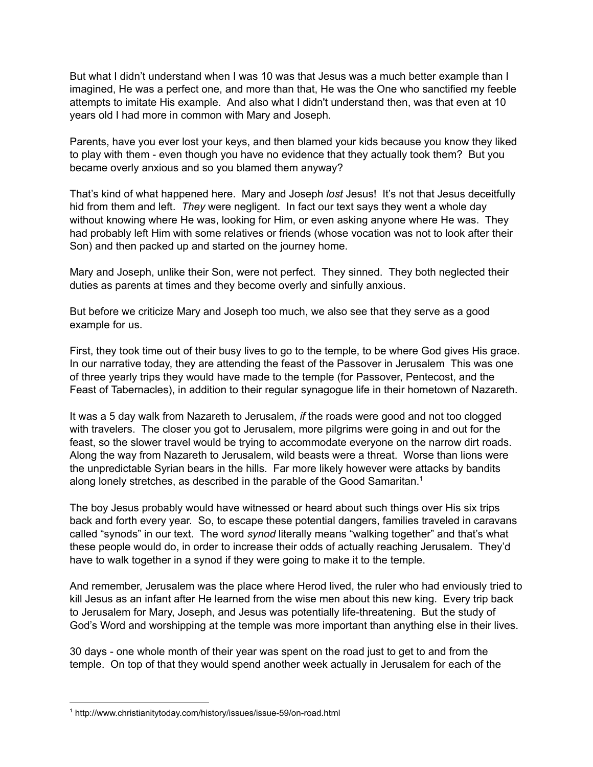But what I didn't understand when I was 10 was that Jesus was a much better example than I imagined, He was a perfect one, and more than that, He was the One who sanctified my feeble attempts to imitate His example. And also what I didn't understand then, was that even at 10 years old I had more in common with Mary and Joseph.

Parents, have you ever lost your keys, and then blamed your kids because you know they liked to play with them - even though you have no evidence that they actually took them? But you became overly anxious and so you blamed them anyway?

That's kind of what happened here. Mary and Joseph *lost* Jesus! It's not that Jesus deceitfully hid from them and left. *They* were negligent. In fact our text says they went a whole day without knowing where He was, looking for Him, or even asking anyone where He was. They had probably left Him with some relatives or friends (whose vocation was not to look after their Son) and then packed up and started on the journey home.

Mary and Joseph, unlike their Son, were not perfect. They sinned. They both neglected their duties as parents at times and they become overly and sinfully anxious.

But before we criticize Mary and Joseph too much, we also see that they serve as a good example for us.

First, they took time out of their busy lives to go to the temple, to be where God gives His grace. In our narrative today, they are attending the feast of the Passover in Jerusalem This was one of three yearly trips they would have made to the temple (for Passover, Pentecost, and the Feast of Tabernacles), in addition to their regular synagogue life in their hometown of Nazareth.

It was a 5 day walk from Nazareth to Jerusalem, *if* the roads were good and not too clogged with travelers. The closer you got to Jerusalem, more pilgrims were going in and out for the feast, so the slower travel would be trying to accommodate everyone on the narrow dirt roads. Along the way from Nazareth to Jerusalem, wild beasts were a threat. Worse than lions were the unpredictable Syrian bears in the hills. Far more likely however were attacks by bandits along lonely stretches, as described in the parable of the Good Samaritan.[1]

The boy Jesus probably would have witnessed or heard about such things over His six trips back and forth every year. So, to escape these potential dangers, families traveled in caravans called "synods" in our text. The word *synod* literally means "walking together" and that's what these people would do, in order to increase their odds of actually reaching Jerusalem. They'd have to walk together in a synod if they were going to make it to the temple.

And remember, Jerusalem was the place where Herod lived, the ruler who had enviously tried to kill Jesus as an infant after He learned from the wise men about this new king. Every trip back to Jerusalem for Mary, Joseph, and Jesus was potentially life-threatening. But the study of God's Word and worshipping at the temple was more important than anything else in their lives.

30 days - one whole month of their year was spent on the road just to get to and from the temple. On top of that they would spend another week actually in Jerusalem for each of the

---

[1] http://www.christianitytoday.com/history/issues/issue-59/on-road.html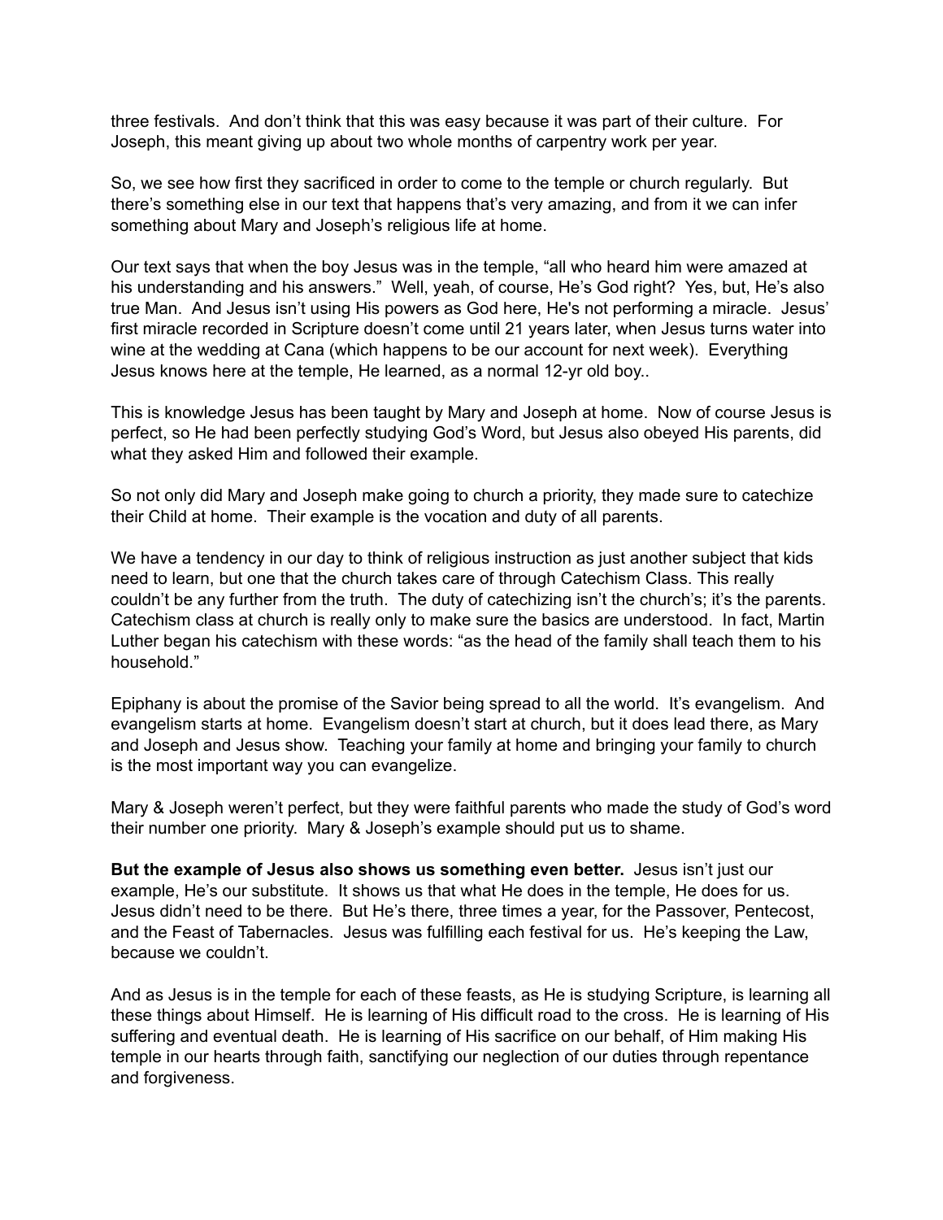three festivals. And don't think that this was easy because it was part of their culture. For Joseph, this meant giving up about two whole months of carpentry work per year.

So, we see how first they sacrificed in order to come to the temple or church regularly. But there's something else in our text that happens that's very amazing, and from it we can infer something about Mary and Joseph's religious life at home.

Our text says that when the boy Jesus was in the temple, "all who heard him were amazed at his understanding and his answers." Well, yeah, of course, He's God right? Yes, but, He's also true Man. And Jesus isn't using His powers as God here, He's not performing a miracle. Jesus' first miracle recorded in Scripture doesn't come until 21 years later, when Jesus turns water into wine at the wedding at Cana (which happens to be our account for next week). Everything Jesus knows here at the temple, He learned, as a normal 12-yr old boy..

This is knowledge Jesus has been taught by Mary and Joseph at home. Now of course Jesus is perfect, so He had been perfectly studying God's Word, but Jesus also obeyed His parents, did what they asked Him and followed their example.

So not only did Mary and Joseph make going to church a priority, they made sure to catechize their Child at home. Their example is the vocation and duty of all parents.

We have a tendency in our day to think of religious instruction as just another subject that kids need to learn, but one that the church takes care of through Catechism Class. This really couldn't be any further from the truth. The duty of catechizing isn't the church's; it's the parents. Catechism class at church is really only to make sure the basics are understood. In fact, Martin Luther began his catechism with these words: "as the head of the family shall teach them to his household."

Epiphany is about the promise of the Savior being spread to all the world. It's evangelism. And evangelism starts at home. Evangelism doesn't start at church, but it does lead there, as Mary and Joseph and Jesus show. Teaching your family at home and bringing your family to church is the most important way you can evangelize.

Mary & Joseph weren't perfect, but they were faithful parents who made the study of God's word their number one priority. Mary & Joseph's example should put us to shame.

**But the example of Jesus also shows us something even better.** Jesus isn't just our example, He's our substitute. It shows us that what He does in the temple, He does for us. Jesus didn't need to be there. But He's there, three times a year, for the Passover, Pentecost, and the Feast of Tabernacles. Jesus was fulfilling each festival for us. He's keeping the Law, because we couldn't.

And as Jesus is in the temple for each of these feasts, as He is studying Scripture, is learning all these things about Himself. He is learning of His difficult road to the cross. He is learning of His suffering and eventual death. He is learning of His sacrifice on our behalf, of Him making His temple in our hearts through faith, sanctifying our neglection of our duties through repentance and forgiveness.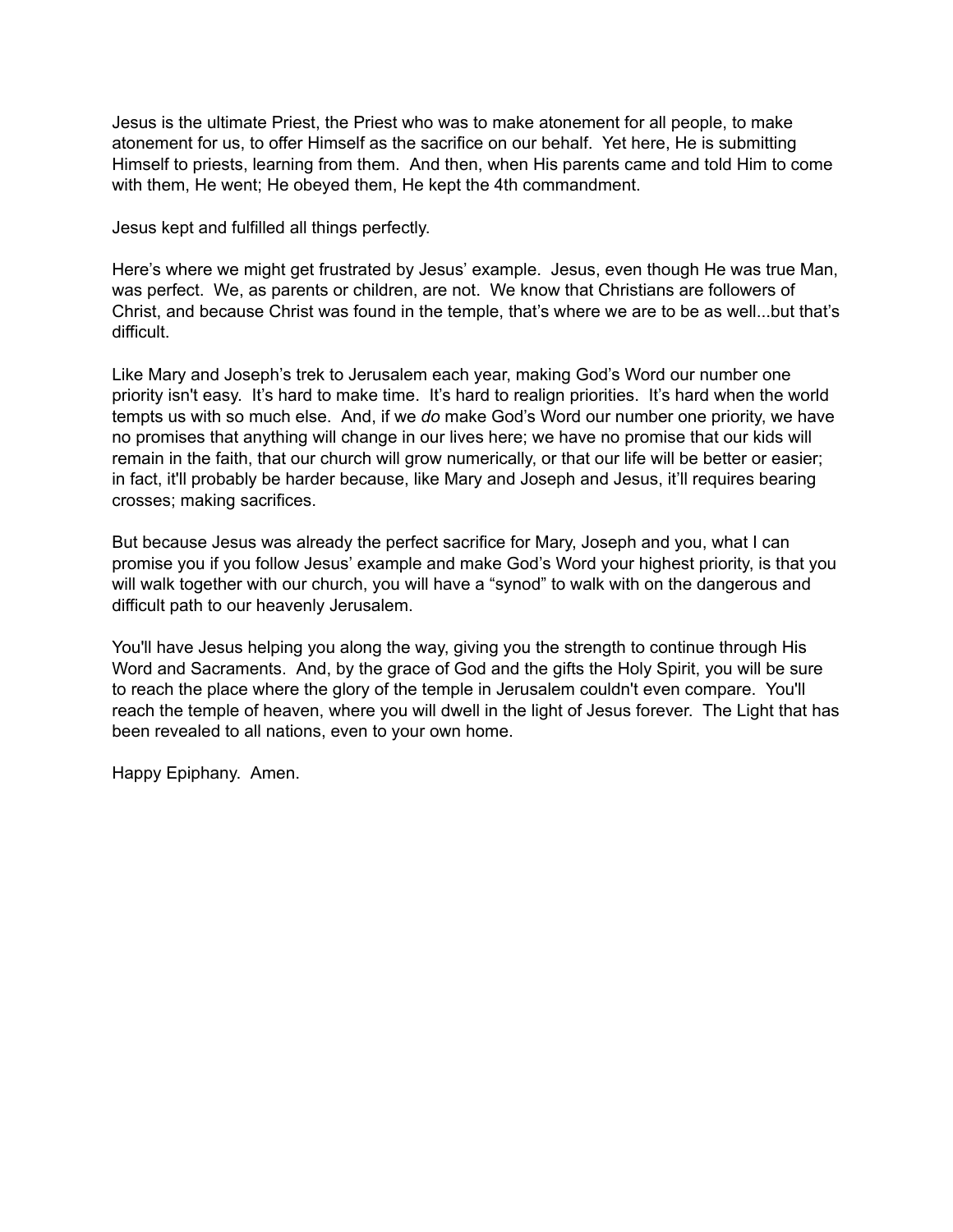Jesus is the ultimate Priest, the Priest who was to make atonement for all people, to make atonement for us, to offer Himself as the sacrifice on our behalf. Yet here, He is submitting Himself to priests, learning from them. And then, when His parents came and told Him to come with them, He went; He obeyed them, He kept the 4th commandment.

Jesus kept and fulfilled all things perfectly.

Here's where we might get frustrated by Jesus' example. Jesus, even though He was true Man, was perfect. We, as parents or children, are not. We know that Christians are followers of Christ, and because Christ was found in the temple, that's where we are to be as well...but that's difficult.

Like Mary and Joseph's trek to Jerusalem each year, making God's Word our number one priority isn't easy. It's hard to make time. It's hard to realign priorities. It's hard when the world tempts us with so much else. And, if we *do* make God's Word our number one priority, we have no promises that anything will change in our lives here; we have no promise that our kids will remain in the faith, that our church will grow numerically, or that our life will be better or easier; in fact, it'll probably be harder because, like Mary and Joseph and Jesus, it'll requires bearing crosses; making sacrifices.

But because Jesus was already the perfect sacrifice for Mary, Joseph and you, what I can promise you if you follow Jesus' example and make God's Word your highest priority, is that you will walk together with our church, you will have a "synod" to walk with on the dangerous and difficult path to our heavenly Jerusalem.

You'll have Jesus helping you along the way, giving you the strength to continue through His Word and Sacraments. And, by the grace of God and the gifts the Holy Spirit, you will be sure to reach the place where the glory of the temple in Jerusalem couldn't even compare. You'll reach the temple of heaven, where you will dwell in the light of Jesus forever. The Light that has been revealed to all nations, even to your own home.

Happy Epiphany. Amen.